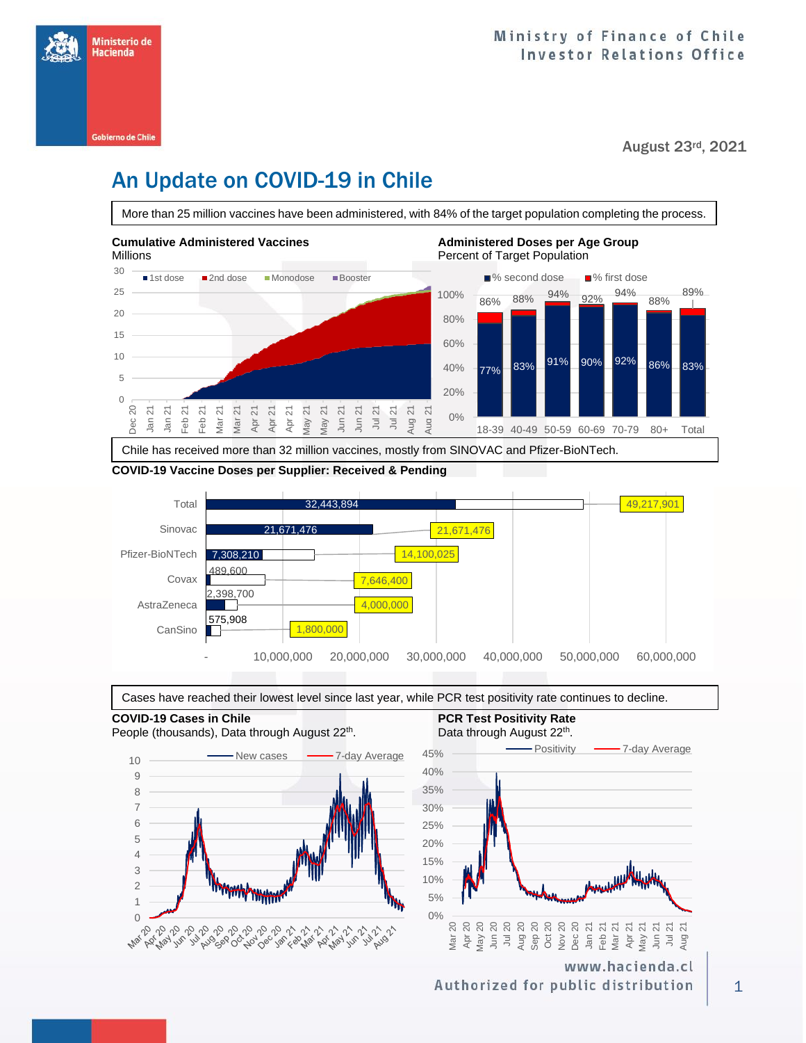Ministry of Finance of Chile
Investor Relations Office

August 23rd, 2021

# An Update on COVID-19 in Chile

More than 25 million vaccines have been administered, with 84% of the target population completing the process.

**Cumulative Administered Vaccines**
Millions

**Administered Doses per Age Group**
Percent of Target Population

| Age Group | % second dose | % first dose (total) |
|---|---|---|
| 18-39 | 77% | 86% |
| 40-49 | 83% | 88% |
| 50-59 | 91% | 94% |
| 60-69 | 90% | 92% |
| 70-79 | 92% | 94% |
| 80+ | 86% | 88% |
| Total | 83% | 89% |

Chile has received more than 32 million vaccines, mostly from SINOVAC and Pfizer-BioNTech.

**COVID-19 Vaccine Doses per Supplier: Received & Pending**

| Supplier | Received | Total |
|---|---|---|
| Total | 32,443,894 | 49,217,901 |
| Sinovac | 21,671,476 | 21,671,476 |
| Pfizer-BioNTech | 7,308,210 | 14,100,025 |
| Covax | 489,600 | 7,646,400 |
| AstraZeneca | 2,398,700 | 4,000,000 |
| CanSino | 575,908 | 1,800,000 |

Cases have reached their lowest level since last year, while PCR test positivity rate continues to decline.

**COVID-19 Cases in Chile**
People (thousands), Data through August 22th.

**PCR Test Positivity Rate**
Data through August 22th.

www.hacienda.cl
Authorized for public distribution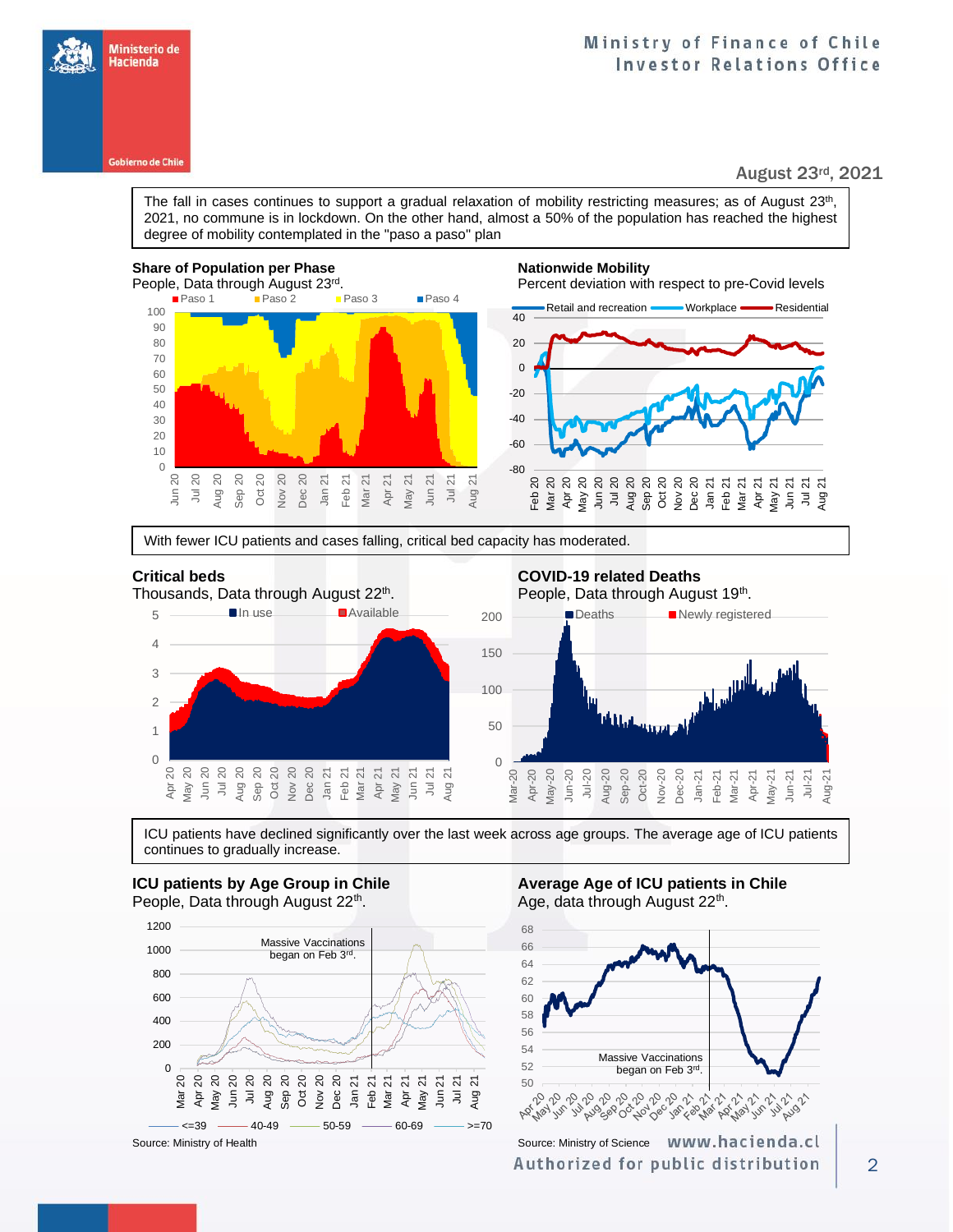Ministerio de Hacienda

Gobierno de Chile

Ministry of Finance of Chile
Investor Relations Office

August 23rd, 2021

The fall in cases continues to support a gradual relaxation of mobility restricting measures; as of August 23th, 2021, no commune is in lockdown. On the other hand, almost a 50% of the population has reached the highest degree of mobility contemplated in the "paso a paso" plan

**Share of Population per Phase**
People, Data through August 23rd.

Paso 1
Paso 2
Paso 3
Paso 4

100
90
80
70
60
50
40
30
20
10
0

Jun 20
Jul 20
Aug 20
Sep 20
Oct 20
Nov 20
Dec 20
Jan 21
Feb 21
Mar 21
Apr 21
May 21
Jun 21
Jul 21
Aug 21

**Nationwide Mobility**
Percent deviation with respect to pre-Covid levels

Retail and recreation
Workplace
Residential

40
20
0
-20
-40
-60
-80

Feb 20
Mar 20
Apr 20
May 20
Jun 20
Jul 20
Aug 20
Sep 20
Oct 20
Nov 20
Dec 20
Jan 21
Feb 21
Mar 21
Apr 21
May 21
Jun 21
Jul 21
Aug 21

With fewer ICU patients and cases falling, critical bed capacity has moderated.

**Critical beds**
Thousands, Data through August 22th.

In use
Available

5
4
3
2
1
0

Apr 20
May 20
Jun 20
Jul 20
Aug 20
Sep 20
Oct 20
Nov 20
Dec 20
Jan 21
Feb 21
Mar 21
Apr 21
May 21
Jun 21
Jul 21
Aug 21

**COVID-19 related Deaths**
People, Data through August 19th.

Deaths
Newly registered

200
150
100
50
0

Mar-20
Apr-20
May-20
Jun-20
Jul-20
Aug-20
Sep-20
Oct-20
Nov-20
Dec-20
Jan-21
Feb-21
Mar-21
Apr-21
May-21
Jun-21
Jul-21
Aug-21

ICU patients have declined significantly over the last week across age groups. The average age of ICU patients continues to gradually increase.

**ICU patients by Age Group in Chile**
People, Data through August 22th.

1200
1000
800
600
400
200
0

Massive Vaccinations began on Feb 3rd.

Mar 20
Apr 20
May 20
Jun 20
Jul 20
Aug 20
Sep 20
Oct 20
Nov 20
Dec 20
Jan 21
Feb 21
Mar 21
Apr 21
May 21
Jun 21
Jul 21
Aug 21

<=39
40-49
50-59
60-69
>=70

Source: Ministry of Health

**Average Age of ICU patients in Chile**
Age, data through August 22th.

68
66
64
62
60
58
56
54
52
50

Massive Vaccinations began on Feb 3rd.

Apr 20
May 20
Jun 20
Jul 20
Aug 20
Sep 20
Oct 20
Nov 20
Dec 20
Jan 21
Feb 21
Mar 21
Apr 21
May 21
Jun 21
Jul 21
Aug 21

Source: Ministry of Science

www.hacienda.cl
Authorized for public distribution